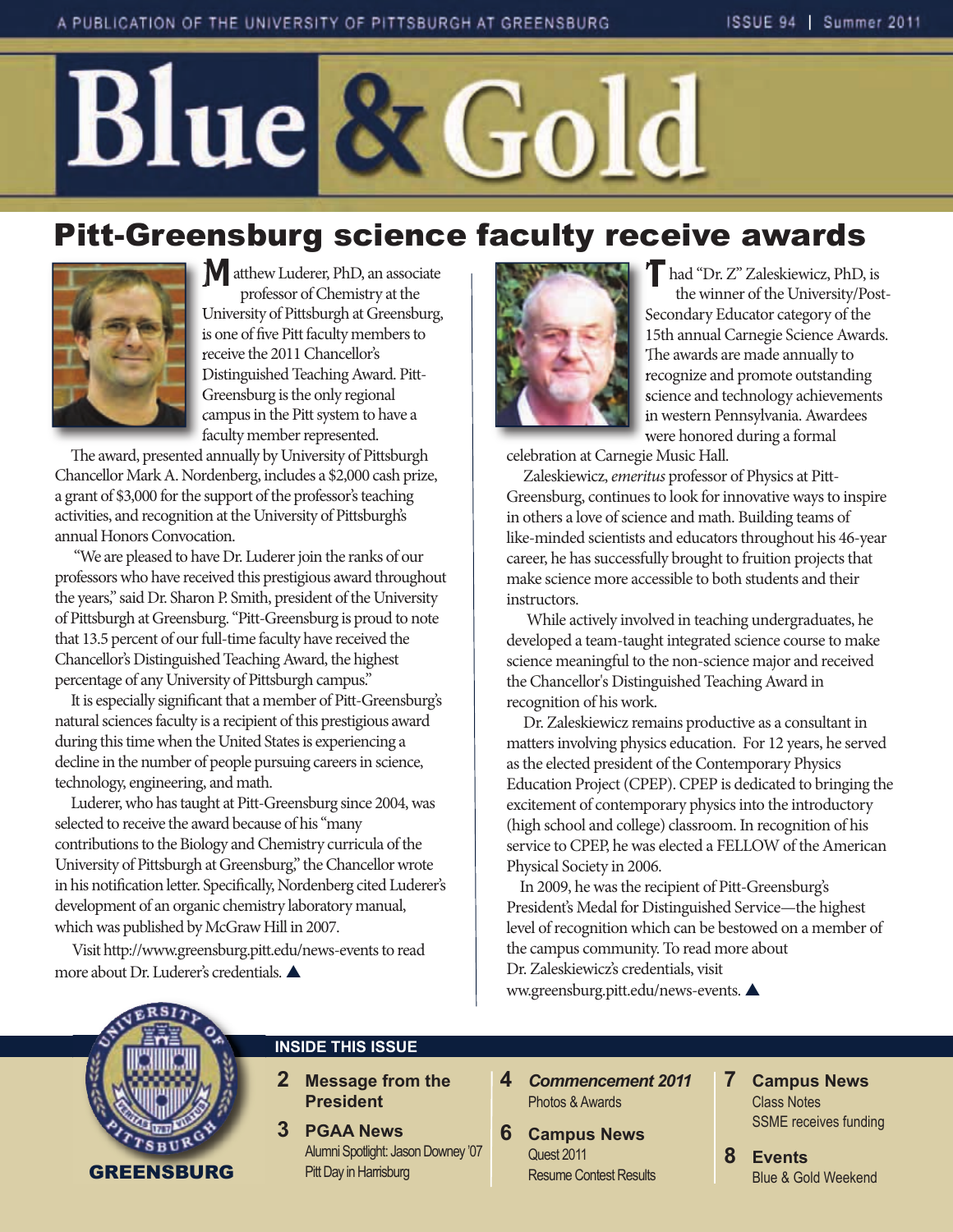A PUBLICATION OF THE UNIVERSITY OF PITTSBURGH AT GREENSBURG

# Blue & Gold

## Pitt-Greensburg science faculty receive awards

Matthew Luderer, PhD, an associate professor of Chemistry at the University of Pittsburgh at Greensburg, is one of five Pitt faculty members to receive the 2011 Chancellor's Distinguished Teaching Award. Pitt-Greensburg is the only regional campus in the Pitt system to have a faculty member represented.

The award, presented annually by University of Pittsburgh Chancellor Mark A. Nordenberg, includes a $2,000 cash prize, a grant of $3,000 for the support of the professor's teaching activities, and recognition at the University of Pittsburgh's annual Honors Convocation.

"We are pleased to have Dr. Luderer join the ranks of our professors who have received this prestigious award throughout the years," said Dr. Sharon P. Smith, president of the University of Pittsburgh at Greensburg. "Pitt-Greensburg is proud to note that 13.5 percent of our full-time faculty have received the Chancellor's Distinguished Teaching Award, the highest percentage of any University of Pittsburgh campus."

It is especially significant that a member of Pitt-Greensburg's natural sciences faculty is a recipient of this prestigious award during this time when the United States is experiencing a decline in the number of people pursuing careers in science, technology, engineering, and math.

Luderer, who has taught at Pitt-Greensburg since 2004, was selected to receive the award because of his "many contributions to the Biology and Chemistry curricula of the University of Pittsburgh at Greensburg," the Chancellor wrote in his notification letter. Specifically, Nordenberg cited Luderer's development of an organic chemistry laboratory manual, which was published by McGraw Hill in 2007.

Visit http://www.greensburg.pitt.edu/news-events to read more about Dr. Luderer's credentials. ▲

Thad "Dr. Z" Zaleskiewicz, PhD, is the winner of the University/Post-Secondary Educator category of the 15th annual Carnegie Science Awards. The awards are made annually to recognize and promote outstanding science and technology achievements in western Pennsylvania. Awardees were honored during a formal celebration at Carnegie Music Hall.

Zaleskiewicz, *emeritus* professor of Physics at Pitt-Greensburg, continues to look for innovative ways to inspire in others a love of science and math. Building teams of like-minded scientists and educators throughout his 46-year career, he has successfully brought to fruition projects that make science more accessible to both students and their instructors.

While actively involved in teaching undergraduates, he developed a team-taught integrated science course to make science meaningful to the non-science major and received the Chancellor's Distinguished Teaching Award in recognition of his work.

Dr. Zaleskiewicz remains productive as a consultant in matters involving physics education. For 12 years, he served as the elected president of the Contemporary Physics Education Project (CPEP). CPEP is dedicated to bringing the excitement of contemporary physics into the introductory (high school and college) classroom. In recognition of his service to CPEP, he was elected a FELLOW of the American Physical Society in 2006.

In 2009, he was the recipient of Pitt-Greensburg's President's Medal for Distinguished Service—the highest level of recognition which can be bestowed on a member of the campus community. To read more about Dr. Zaleskiewicz's credentials, visit ww.greensburg.pitt.edu/news-events. ▲

GREENSBURG

### INSIDE THIS ISSUE

- **2 Message from the President**
- **3 PGAA News** — Alumni Spotlight: Jason Downey '07; Pitt Day in Harrisburg
- **4 *Commencement 2011*** — Photos & Awards
- **6 Campus News** — Quest 2011; Resume Contest Results
- **7 Campus News** — Class Notes; SSME receives funding
- **8 Events** — Blue & Gold Weekend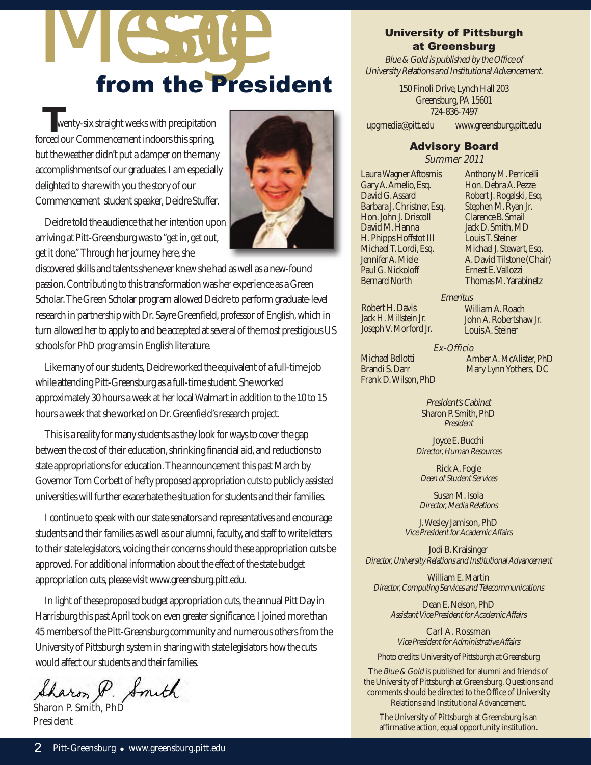# Message from the President

Twenty-six straight weeks with precipitation forced our Commencement indoors this spring, but the weather didn't put a damper on the many accomplishments of our graduates. I am especially delighted to share with you the story of our Commencement student speaker, Deidre Stuffer.

Deidre told the audience that her intention upon arriving at Pitt-Greensburg was to "get in, get out, get it done." Through her journey here, she discovered skills and talents she never knew she had as well as a new-found passion. Contributing to this transformation was her experience as a Green Scholar. The Green Scholar program allowed Deidre to perform graduate-level research in partnership with Dr. Sayre Greenfield, professor of English, which in turn allowed her to apply to and be accepted at several of the most prestigious US schools for PhD programs in English literature.

Like many of our students, Deidre worked the equivalent of a full-time job while attending Pitt-Greensburg as a full-time student. She worked approximately 30 hours a week at her local Walmart in addition to the 10 to 15 hours a week that she worked on Dr. Greenfield's research project.

This is a reality for many students as they look for ways to cover the gap between the cost of their education, shrinking financial aid, and reductions to state appropriations for education. The announcement this past March by Governor Tom Corbett of hefty proposed appropriation cuts to publicly assisted universities will further exacerbate the situation for students and their families.

I continue to speak with our state senators and representatives and encourage students and their families as well as our alumni, faculty, and staff to write letters to their state legislators, voicing their concerns should these appropriation cuts be approved. For additional information about the effect of the state budget appropriation cuts, please visit www.greensburg.pitt.edu.

In light of these proposed budget appropriation cuts, the annual Pitt Day in Harrisburg this past April took on even greater significance. I joined more than 45 members of the Pitt-Greensburg community and numerous others from the University of Pittsburgh system in sharing with state legislators how the cuts would affect our students and their families.

Sharon P. Smith

Sharon P. Smith, PhD
President

---

## University of Pittsburgh at Greensburg

*Blue & Gold is published by the Office of University Relations and Institutional Advancement.*

150 Finoli Drive, Lynch Hall 203
Greensburg, PA 15601
724-836-7497

upgmedia@pitt.edu www.greensburg.pitt.edu

### Advisory Board

*Summer 2011*

Laura Wagner Aftosmis
Gary A. Amelio, Esq.
David G. Assard
Barbara J. Christner, Esq.
Hon. John J. Driscoll
David M. Hanna
H. Phipps Hoffstot III
Michael T. Lordi, Esq.
Jennifer A. Miele
Paul G. Nickoloff
Bernard North
Anthony M. Perricelli
Hon. Debra A. Pezze
Robert J. Rogalski, Esq.
Stephen M. Ryan Jr.
Clarence B. Smail
Jack D. Smith, MD
Louis T. Steiner
Michael J. Stewart, Esq.
A. David Tilstone (Chair)
Ernest E. Vallozzi
Thomas M. Yarabinetz

*Emeritus*

Robert H. Davis
Jack H. Millstein Jr.
Joseph V. Morford Jr.
William A. Roach
John A. Robertshaw Jr.
Louis A. Steiner

*Ex-Officio*

Michael Bellotti
Brandi S. Darr
Frank D. Wilson, PhD
Amber A. McAlister, PhD
Mary Lynn Yothers, DC

*President's Cabinet*

Sharon P. Smith, PhD
*President*

Joyce E. Bucchi
*Director, Human Resources*

Rick A. Fogle
*Dean of Student Services*

Susan M. Isola
*Director, Media Relations*

J. Wesley Jamison, PhD
*Vice President for Academic Affairs*

Jodi B. Kraisinger
*Director, University Relations and Institutional Advancement*

William E. Martin
*Director, Computing Services and Telecommunications*

Dean E. Nelson, PhD
*Assistant Vice President for Academic Affairs*

Carl A. Rossman
*Vice President for Administrative Affairs*

Photo credits: University of Pittsburgh at Greensburg

The *Blue & Gold* is published for alumni and friends of the University of Pittsburgh at Greensburg. Questions and comments should be directed to the Office of University Relations and Institutional Advancement.

The University of Pittsburgh at Greensburg is an affirmative action, equal opportunity institution.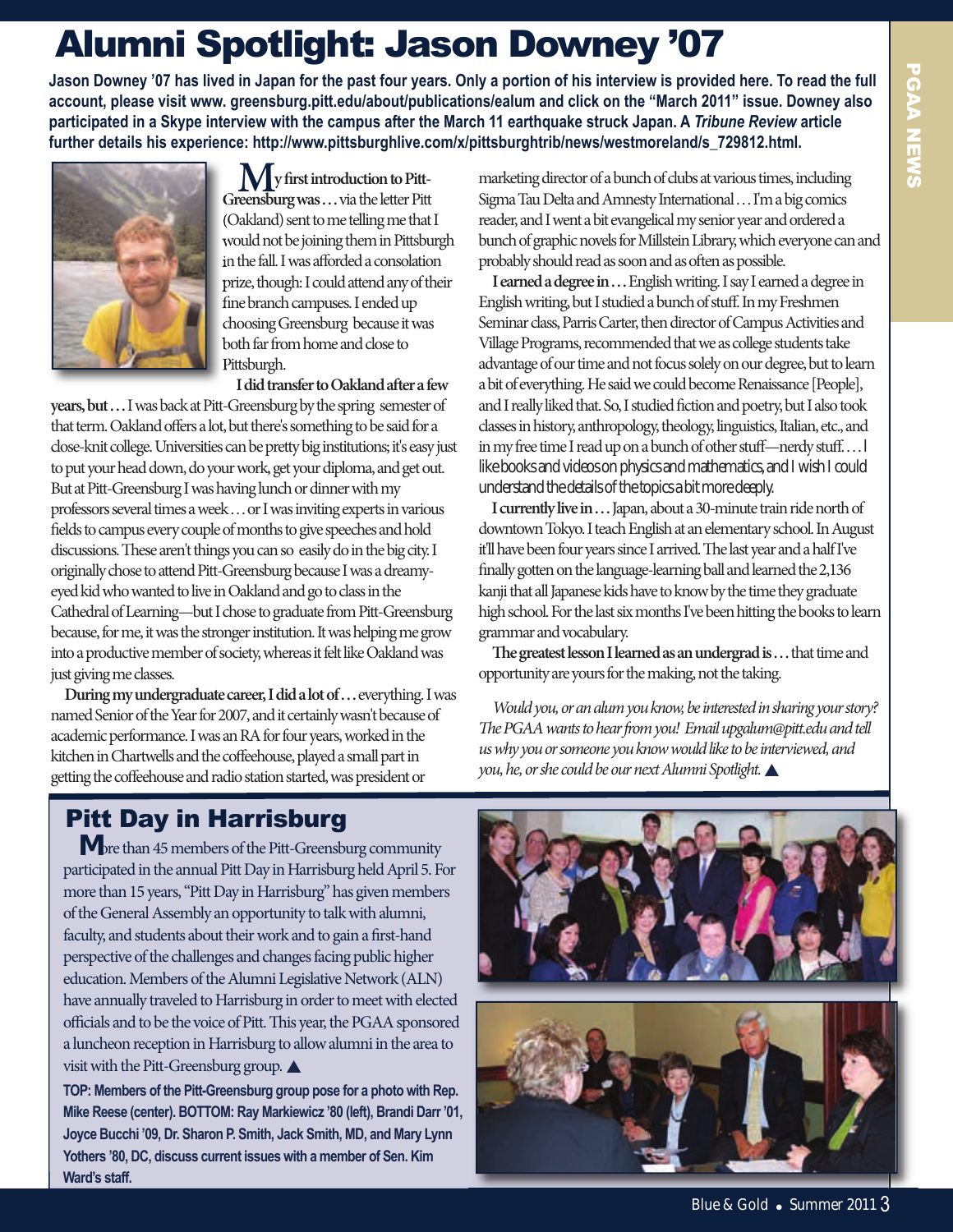# Alumni Spotlight: Jason Downey '07

**Jason Downey '07 has lived in Japan for the past four years. Only a portion of his interview is provided here. To read the full account, please visit www. greensburg.pitt.edu/about/publications/ealum and click on the "March 2011" issue. Downey also participated in a Skype interview with the campus after the March 11 earthquake struck Japan. A *Tribune Review* article further details his experience: http://www.pittsburghlive.com/x/pittsburghtrib/news/westmoreland/s_729812.html.**

**My first introduction to Pitt-Greensburg was . . .** via the letter Pitt (Oakland) sent to me telling me that I would not be joining them in Pittsburgh in the fall. I was afforded a consolation prize, though: I could attend any of their fine branch campuses. I ended up choosing Greensburg because it was both far from home and close to Pittsburgh.

**I did transfer to Oakland after a few years, but . . .** I was back at Pitt-Greensburg by the spring semester of that term. Oakland offers a lot, but there's something to be said for a close-knit college. Universities can be pretty big institutions; it's easy just to put your head down, do your work, get your diploma, and get out. But at Pitt-Greensburg I was having lunch or dinner with my professors several times a week . . . or I was inviting experts in various fields to campus every couple of months to give speeches and hold discussions. These aren't things you can so easily do in the big city. I originally chose to attend Pitt-Greensburg because I was a dreamy-eyed kid who wanted to live in Oakland and go to class in the Cathedral of Learning—but I chose to graduate from Pitt-Greensburg because, for me, it was the stronger institution. It was helping me grow into a productive member of society, whereas it felt like Oakland was just giving me classes.

**During my undergraduate career, I did a lot of . . .** everything. I was named Senior of the Year for 2007, and it certainly wasn't because of academic performance. I was an RA for four years, worked in the kitchen in Chartwells and the coffeehouse, played a small part in getting the coffeehouse and radio station started, was president or marketing director of a bunch of clubs at various times, including Sigma Tau Delta and Amnesty International . . . I'm a big comics reader, and I went a bit evangelical my senior year and ordered a bunch of graphic novels for Millstein Library, which everyone can and probably should read as soon and as often as possible.

**I earned a degree in . . .** English writing. I say I earned a degree in English writing, but I studied a bunch of stuff. In my Freshmen Seminar class, Parris Carter, then director of Campus Activities and Village Programs, recommended that we as college students take advantage of our time and not focus solely on our degree, but to learn a bit of everything. He said we could become Renaissance [People], and I really liked that. So, I studied fiction and poetry, but I also took classes in history, anthropology, theology, linguistics, Italian, etc., and in my free time I read up on a bunch of other stuff—nerdy stuff. . . . I like books and videos on physics and mathematics, and I wish I could understand the details of the topics a bit more deeply.

**I currently live in . . .** Japan, about a 30-minute train ride north of downtown Tokyo. I teach English at an elementary school. In August it'll have been four years since I arrived. The last year and a half I've finally gotten on the language-learning ball and learned the 2,136 kanji that all Japanese kids have to know by the time they graduate high school. For the last six months I've been hitting the books to learn grammar and vocabulary.

**The greatest lesson I learned as an undergrad is . . .** that time and opportunity are yours for the making, not the taking.

*Would you, or an alum you know, be interested in sharing your story? The PGAA wants to hear from you! Email upgalum@pitt.edu and tell us why you or someone you know would like to be interviewed, and you, he, or she could be our next Alumni Spotlight.* ▲

## Pitt Day in Harrisburg

More than 45 members of the Pitt-Greensburg community participated in the annual Pitt Day in Harrisburg held April 5. For more than 15 years, "Pitt Day in Harrisburg" has given members of the General Assembly an opportunity to talk with alumni, faculty, and students about their work and to gain a first-hand perspective of the challenges and changes facing public higher education. Members of the Alumni Legislative Network (ALN) have annually traveled to Harrisburg in order to meet with elected officials and to be the voice of Pitt. This year, the PGAA sponsored a luncheon reception in Harrisburg to allow alumni in the area to visit with the Pitt-Greensburg group. ▲

**TOP: Members of the Pitt-Greensburg group pose for a photo with Rep. Mike Reese (center). BOTTOM: Ray Markiewicz '80 (left), Brandi Darr '01, Joyce Bucchi '09, Dr. Sharon P. Smith, Jack Smith, MD, and Mary Lynn Yothers '80, DC, discuss current issues with a member of Sen. Kim Ward's staff.**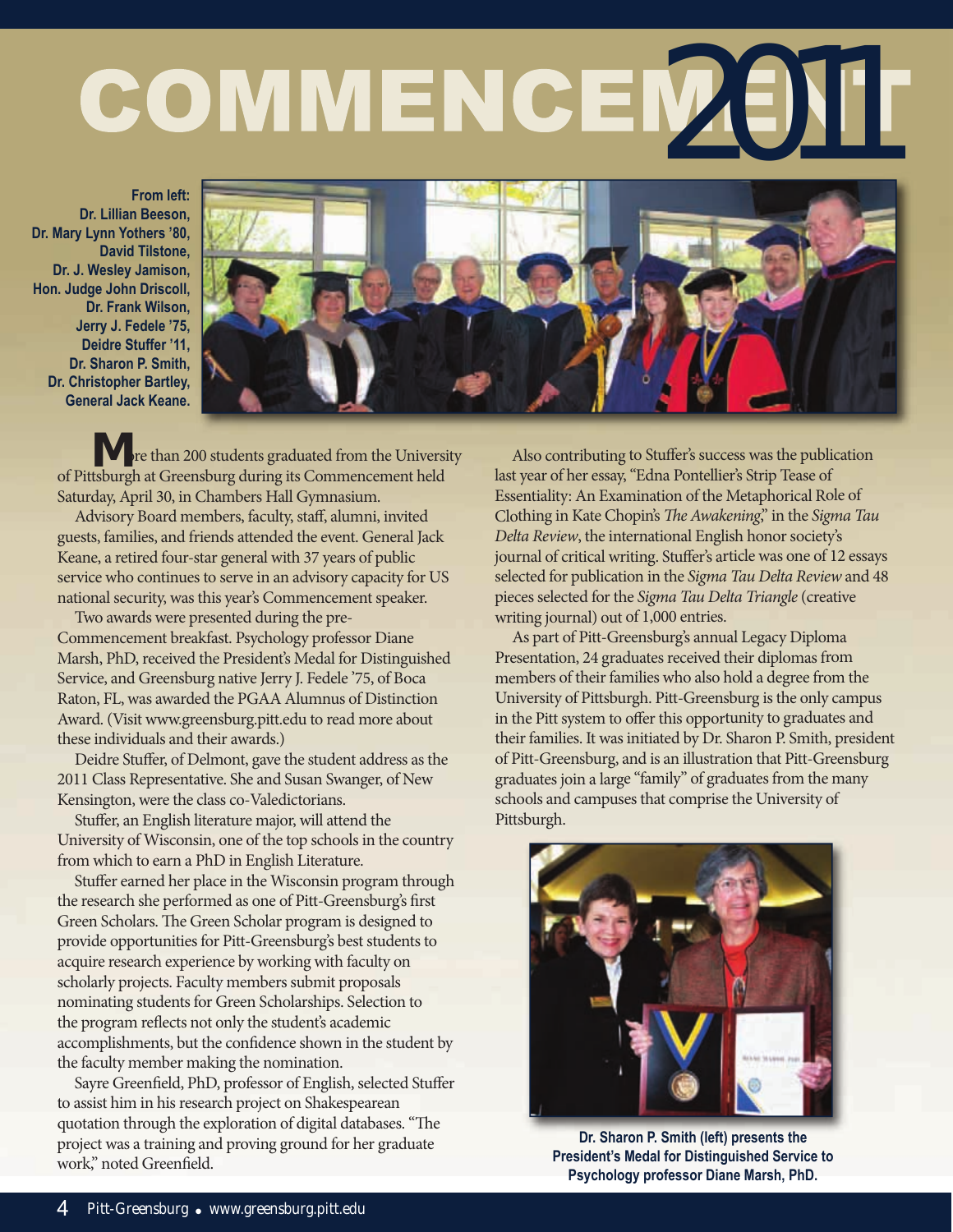# COMMENCEMENT 2011

**From left: Dr. Lillian Beeson, Dr. Mary Lynn Yothers '80, David Tilstone, Dr. J. Wesley Jamison, Hon. Judge John Driscoll, Dr. Frank Wilson, Jerry J. Fedele '75, Deidre Stuffer '11, Dr. Sharon P. Smith, Dr. Christopher Bartley, General Jack Keane.**

More than 200 students graduated from the University of Pittsburgh at Greensburg during its Commencement held Saturday, April 30, in Chambers Hall Gymnasium.

Advisory Board members, faculty, staff, alumni, invited guests, families, and friends attended the event. General Jack Keane, a retired four-star general with 37 years of public service who continues to serve in an advisory capacity for US national security, was this year's Commencement speaker.

Two awards were presented during the pre-Commencement breakfast. Psychology professor Diane Marsh, PhD, received the President's Medal for Distinguished Service, and Greensburg native Jerry J. Fedele '75, of Boca Raton, FL, was awarded the PGAA Alumnus of Distinction Award. (Visit www.greensburg.pitt.edu to read more about these individuals and their awards.)

Deidre Stuffer, of Delmont, gave the student address as the 2011 Class Representative. She and Susan Swanger, of New Kensington, were the class co-Valedictorians.

Stuffer, an English literature major, will attend the University of Wisconsin, one of the top schools in the country from which to earn a PhD in English Literature.

Stuffer earned her place in the Wisconsin program through the research she performed as one of Pitt-Greensburg's first Green Scholars. The Green Scholar program is designed to provide opportunities for Pitt-Greensburg's best students to acquire research experience by working with faculty on scholarly projects. Faculty members submit proposals nominating students for Green Scholarships. Selection to the program reflects not only the student's academic accomplishments, but the confidence shown in the student by the faculty member making the nomination.

Sayre Greenfield, PhD, professor of English, selected Stuffer to assist him in his research project on Shakespearean quotation through the exploration of digital databases. "The project was a training and proving ground for her graduate work," noted Greenfield.

Also contributing to Stuffer's success was the publication last year of her essay, "Edna Pontellier's Strip Tease of Essentiality: An Examination of the Metaphorical Role of Clothing in Kate Chopin's *The Awakening*," in the *Sigma Tau Delta Review*, the international English honor society's journal of critical writing. Stuffer's article was one of 12 essays selected for publication in the *Sigma Tau Delta Review* and 48 pieces selected for the *Sigma Tau Delta Triangle* (creative writing journal) out of 1,000 entries.

As part of Pitt-Greensburg's annual Legacy Diploma Presentation, 24 graduates received their diplomas from members of their families who also hold a degree from the University of Pittsburgh. Pitt-Greensburg is the only campus in the Pitt system to offer this opportunity to graduates and their families. It was initiated by Dr. Sharon P. Smith, president of Pitt-Greensburg, and is an illustration that Pitt-Greensburg graduates join a large "family" of graduates from the many schools and campuses that comprise the University of Pittsburgh.

**Dr. Sharon P. Smith (left) presents the President's Medal for Distinguished Service to Psychology professor Diane Marsh, PhD.**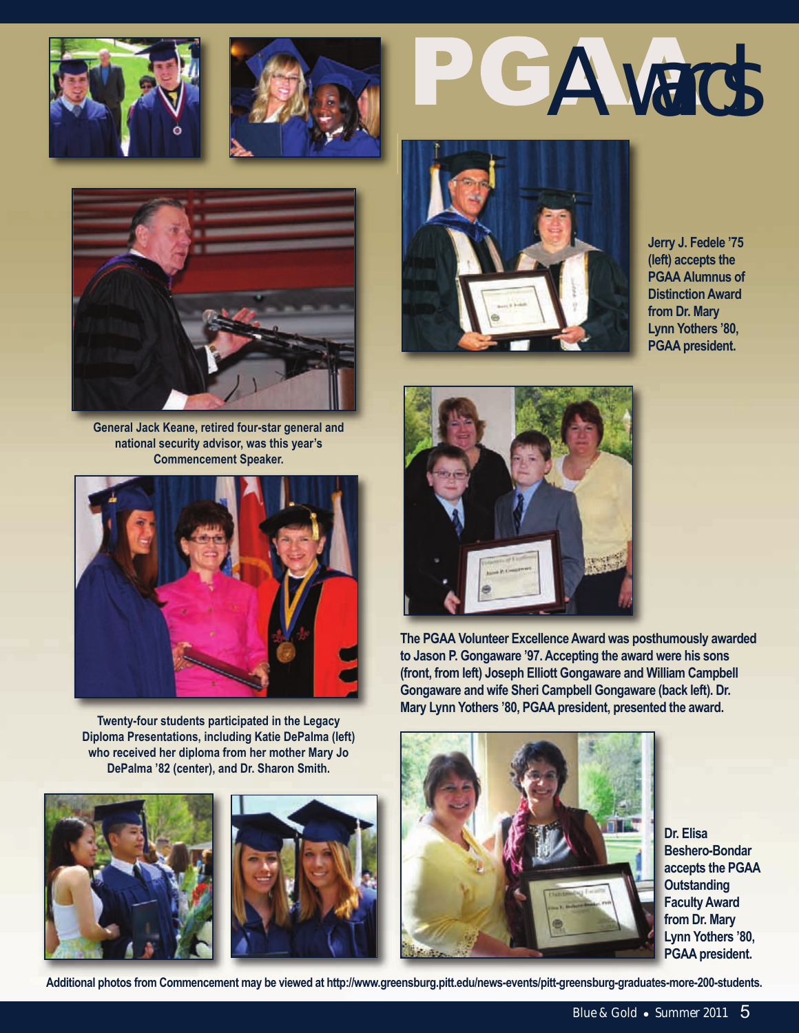# PGAA Awards

Jerry J. Fedele '75 (left) accepts the PGAA Alumnus of Distinction Award from Dr. Mary Lynn Yothers '80, PGAA president.

General Jack Keane, retired four-star general and national security advisor, was this year's Commencement Speaker.

The PGAA Volunteer Excellence Award was posthumously awarded to Jason P. Gongaware '97. Accepting the award were his sons (front, from left) Joseph Elliott Gongaware and William Campbell Gongaware and wife Sheri Campbell Gongaware (back left). Dr. Mary Lynn Yothers '80, PGAA president, presented the award.

Twenty-four students participated in the Legacy Diploma Presentations, including Katie DePalma (left) who received her diploma from her mother Mary Jo DePalma '82 (center), and Dr. Sharon Smith.

Dr. Elisa Beshero-Bondar accepts the PGAA Outstanding Faculty Award from Dr. Mary Lynn Yothers '80, PGAA president.

Additional photos from Commencement may be viewed at http://www.greensburg.pitt.edu/news-events/pitt-greensburg-graduates-more-200-students.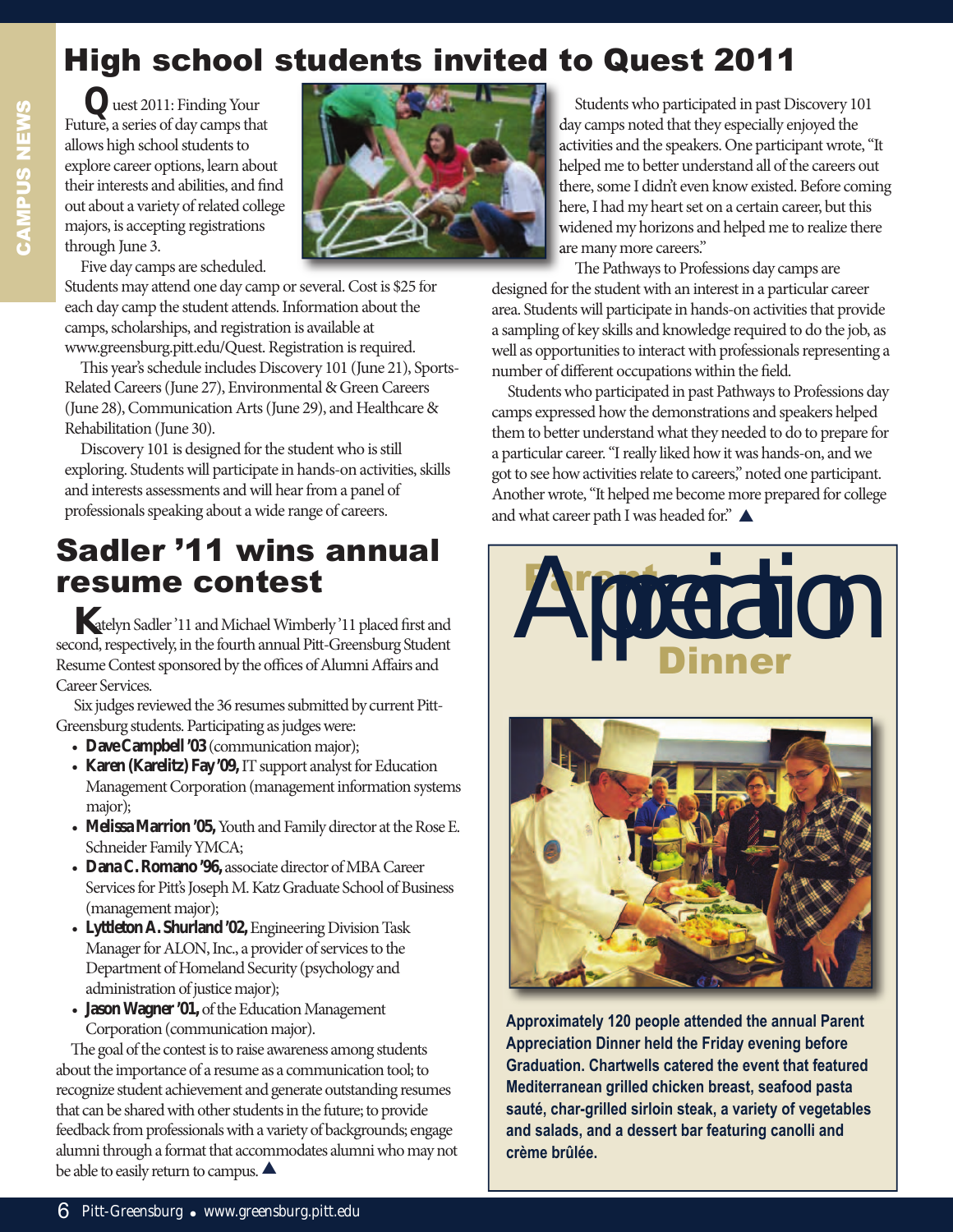# High school students invited to Quest 2011

Quest 2011: Finding Your Future, a series of day camps that allows high school students to explore career options, learn about their interests and abilities, and find out about a variety of related college majors, is accepting registrations through June 3.

Five day camps are scheduled. Students may attend one day camp or several. Cost is $25 for each day camp the student attends. Information about the camps, scholarships, and registration is available at www.greensburg.pitt.edu/Quest. Registration is required.

This year's schedule includes Discovery 101 (June 21), Sports-Related Careers (June 27), Environmental & Green Careers (June 28), Communication Arts (June 29), and Healthcare & Rehabilitation (June 30).

Discovery 101 is designed for the student who is still exploring. Students will participate in hands-on activities, skills and interests assessments and will hear from a panel of professionals speaking about a wide range of careers.

Students who participated in past Discovery 101 day camps noted that they especially enjoyed the activities and the speakers. One participant wrote, "It helped me to better understand all of the careers out there, some I didn't even know existed. Before coming here, I had my heart set on a certain career, but this widened my horizons and helped me to realize there are many more careers."

The Pathways to Professions day camps are designed for the student with an interest in a particular career area. Students will participate in hands-on activities that provide a sampling of key skills and knowledge required to do the job, as well as opportunities to interact with professionals representing a number of different occupations within the field.

Students who participated in past Pathways to Professions day camps expressed how the demonstrations and speakers helped them to better understand what they needed to do to prepare for a particular career. "I really liked how it was hands-on, and we got to see how activities relate to careers," noted one participant. Another wrote, "It helped me become more prepared for college and what career path I was headed for." ▲

# Sadler '11 wins annual resume contest

Katelyn Sadler '11 and Michael Wimberly '11 placed first and second, respectively, in the fourth annual Pitt-Greensburg Student Resume Contest sponsored by the offices of Alumni Affairs and Career Services.

Six judges reviewed the 36 resumes submitted by current Pitt-Greensburg students. Participating as judges were:

- **Dave Campbell '03** (communication major);
- **Karen (Karelitz) Fay '09,** IT support analyst for Education Management Corporation (management information systems major);
- **Melissa Marrion '05,** Youth and Family director at the Rose E. Schneider Family YMCA;
- **Dana C. Romano '96,** associate director of MBA Career Services for Pitt's Joseph M. Katz Graduate School of Business (management major);
- **Lyttleton A. Shurland '02,** Engineering Division Task Manager for ALON, Inc., a provider of services to the Department of Homeland Security (psychology and administration of justice major);
- **Jason Wagner '01,** of the Education Management Corporation (communication major).

The goal of the contest is to raise awareness among students about the importance of a resume as a communication tool; to recognize student achievement and generate outstanding resumes that can be shared with other students in the future; to provide feedback from professionals with a variety of backgrounds; engage alumni through a format that accommodates alumni who may not be able to easily return to campus. ▲

## Parent Appreciation Dinner

**Approximately 120 people attended the annual Parent Appreciation Dinner held the Friday evening before Graduation. Chartwells catered the event that featured Mediterranean grilled chicken breast, seafood pasta sauté, char-grilled sirloin steak, a variety of vegetables and salads, and a dessert bar featuring canolli and crème brûlée.**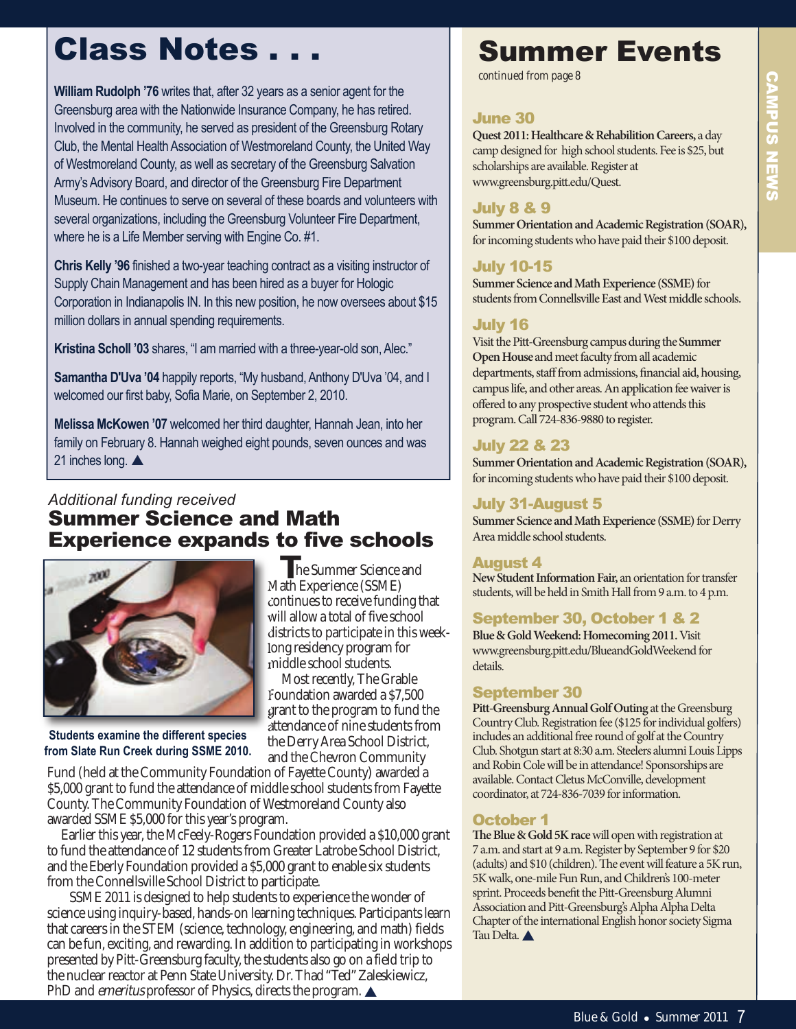# Class Notes . . .

**William Rudolph '76** writes that, after 32 years as a senior agent for the Greensburg area with the Nationwide Insurance Company, he has retired. Involved in the community, he served as president of the Greensburg Rotary Club, the Mental Health Association of Westmoreland County, the United Way of Westmoreland County, as well as secretary of the Greensburg Salvation Army's Advisory Board, and director of the Greensburg Fire Department Museum. He continues to serve on several of these boards and volunteers with several organizations, including the Greensburg Volunteer Fire Department, where he is a Life Member serving with Engine Co. #1.

**Chris Kelly '96** finished a two-year teaching contract as a visiting instructor of Supply Chain Management and has been hired as a buyer for Hologic Corporation in Indianapolis IN. In this new position, he now oversees about $15 million dollars in annual spending requirements.

**Kristina Scholl '03** shares, "I am married with a three-year-old son, Alec."

**Samantha D'Uva '04** happily reports, "My husband, Anthony D'Uva '04, and I welcomed our first baby, Sofia Marie, on September 2, 2010.

**Melissa McKowen '07** welcomed her third daughter, Hannah Jean, into her family on February 8. Hannah weighed eight pounds, seven ounces and was 21 inches long. ▲

*Additional funding received*

## Summer Science and Math Experience expands to five schools

**Students examine the different species from Slate Run Creek during SSME 2010.**

The Summer Science and Math Experience (SSME) continues to receive funding that will allow a total of five school districts to participate in this week-long residency program for middle school students.

Most recently, The Grable Foundation awarded a $7,500 grant to the program to fund the attendance of nine students from the Derry Area School District, and the Chevron Community Fund (held at the Community Foundation of Fayette County) awarded a $5,000 grant to fund the attendance of middle school students from Fayette County. The Community Foundation of Westmoreland County also awarded SSME $5,000 for this year's program.

Earlier this year, the McFeely-Rogers Foundation provided a $10,000 grant to fund the attendance of 12 students from Greater Latrobe School District, and the Eberly Foundation provided a $5,000 grant to enable six students from the Connellsville School District to participate.

SSME 2011 is designed to help students to experience the wonder of science using inquiry-based, hands-on learning techniques. Participants learn that careers in the STEM (science, technology, engineering, and math) fields can be fun, exciting, and rewarding. In addition to participating in workshops presented by Pitt-Greensburg faculty, the students also go on a field trip to the nuclear reactor at Penn State University. Dr. Thad "Ted" Zaleskiewicz, PhD and *emeritus* professor of Physics, directs the program. ▲

# Summer Events

*continued from page 8*

### June 30

**Quest 2011: Healthcare & Rehabilition Careers,** a day camp designed for high school students. Fee is $25, but scholarships are available. Register at www.greensburg.pitt.edu/Quest.

### July 8 & 9

**Summer Orientation and Academic Registration (SOAR),** for incoming students who have paid their $100 deposit.

### July 10-15

**Summer Science and Math Experience** (SSME) for students from Connellsville East and West middle schools.

### July 16

Visit the Pitt-Greensburg campus during the **Summer Open House** and meet faculty from all academic departments, staff from admissions, financial aid, housing, campus life, and other areas. An application fee waiver is offered to any prospective student who attends this program. Call 724-836-9880 to register.

### July 22 & 23

**Summer Orientation and Academic Registration (SOAR),** for incoming students who have paid their $100 deposit.

### July 31-August 5

**Summer Science and Math Experience** (SSME) for Derry Area middle school students.

### August 4

**New Student Information Fair,** an orientation for transfer students, will be held in Smith Hall from 9 a.m. to 4 p.m.

### September 30, October 1 & 2

**Blue & Gold Weekend: Homecoming 2011.** Visit www.greensburg.pitt.edu/BlueandGoldWeekend for details.

### September 30

**Pitt-Greensburg Annual Golf Outing** at the Greensburg Country Club. Registration fee ($125 for individual golfers) includes an additional free round of golf at the Country Club. Shotgun start at 8:30 a.m. Steelers alumni Louis Lipps and Robin Cole will be in attendance! Sponsorships are available. Contact Cletus McConville, development coordinator, at 724-836-7039 for information.

### October 1

**The Blue & Gold 5K race** will open with registration at 7 a.m. and start at 9 a.m. Register by September 9 for $20 (adults) and $10 (children). The event will feature a 5K run, 5K walk, one-mile Fun Run, and Children's 100-meter sprint. Proceeds benefit the Pitt-Greensburg Alumni Association and Pitt-Greensburg's Alpha Alpha Delta Chapter of the international English honor society Sigma Tau Delta. ▲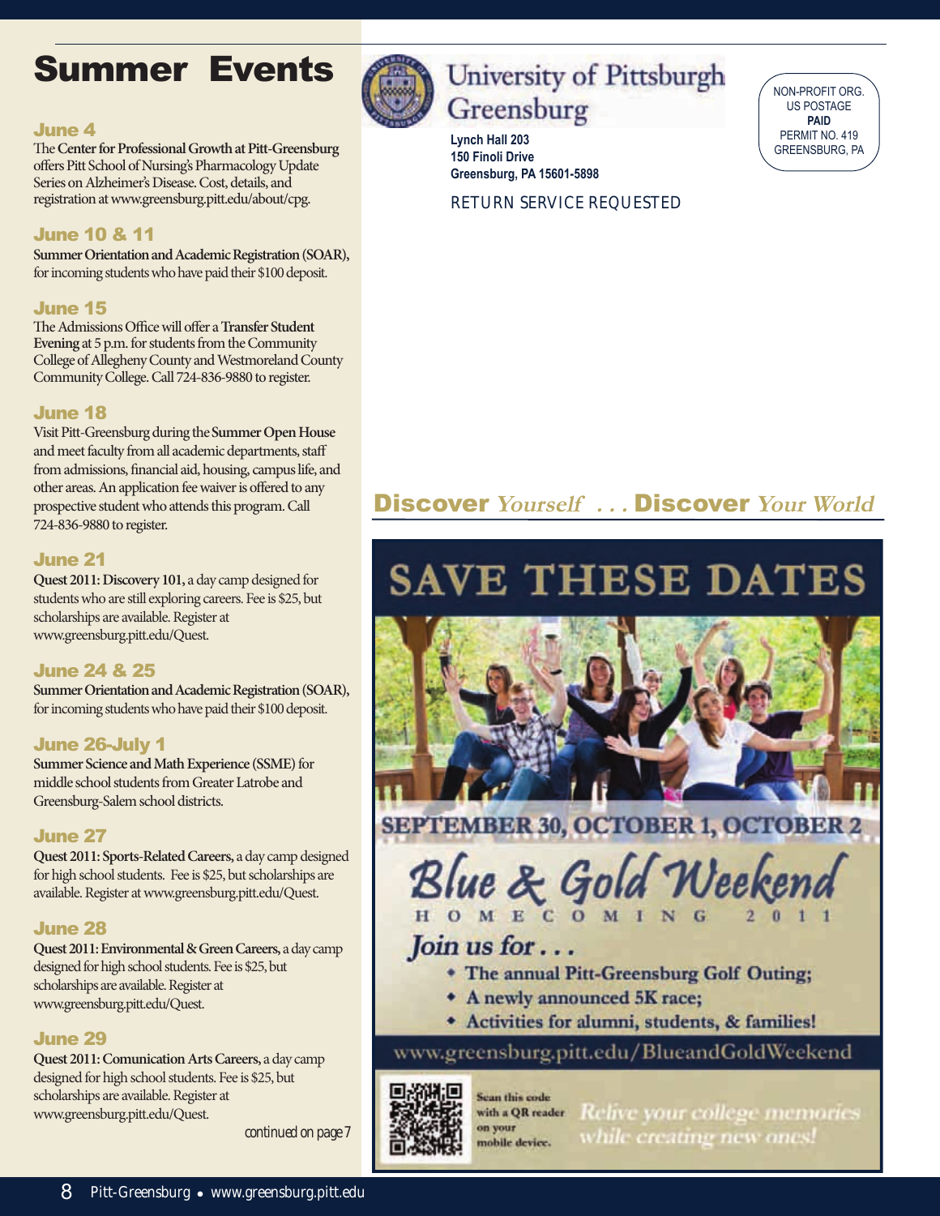# Summer Events

### June 4

The **Center for Professional Growth at Pitt-Greensburg** offers Pitt School of Nursing's Pharmacology Update Series on Alzheimer's Disease. Cost, details, and registration at www.greensburg.pitt.edu/about/cpg.

### June 10 & 11

**Summer Orientation and Academic Registration (SOAR),** for incoming students who have paid their $100 deposit.

### June 15

The Admissions Office will offer a **Transfer Student Evening** at 5 p.m. for students from the Community College of Allegheny County and Westmoreland County Community College. Call 724-836-9880 to register.

### June 18

Visit Pitt-Greensburg during the **Summer Open House** and meet faculty from all academic departments, staff from admissions, financial aid, housing, campus life, and other areas. An application fee waiver is offered to any prospective student who attends this program. Call 724-836-9880 to register.

### June 21

**Quest 2011: Discovery 101,** a day camp designed for students who are still exploring careers. Fee is $25, but scholarships are available. Register at www.greensburg.pitt.edu/Quest.

### June 24 & 25

**Summer Orientation and Academic Registration (SOAR),** for incoming students who have paid their $100 deposit.

### June 26-July 1

**Summer Science and Math Experience (SSME)** for middle school students from Greater Latrobe and Greensburg-Salem school districts.

### June 27

**Quest 2011: Sports-Related Careers,** a day camp designed for high school students. Fee is $25, but scholarships are available. Register at www.greensburg.pitt.edu/Quest.

### June 28

**Quest 2011: Environmental & Green Careers,** a day camp designed for high school students. Fee is $25, but scholarships are available. Register at www.greensburg.pitt.edu/Quest.

### June 29

**Quest 2011: Comunication Arts Careers,** a day camp designed for high school students. Fee is $25, but scholarships are available. Register at www.greensburg.pitt.edu/Quest.

*continued on page 7*

---

University of Pittsburgh
Greensburg

**Lynch Hall 203**
**150 Finoli Drive**
**Greensburg, PA 15601-5898**

RETURN SERVICE REQUESTED

NON-PROFIT ORG.
US POSTAGE
**PAID**
PERMIT NO. 419
GREENSBURG, PA

## Discover *Yourself* . . . Discover *Your World*

# SAVE THESE DATES

**SEPTEMBER 30, OCTOBER 1, OCTOBER 2**

## *Blue & Gold Weekend*

HOMECOMING 2011

*Join us for . . .*

- The annual Pitt-Greensburg Golf Outing;
- A newly announced 5K race;
- Activities for alumni, students, & families!

www.greensburg.pitt.edu/BlueandGoldWeekend

Scan this code with a QR reader on your mobile device.

*Relive your college memories while creating new ones!*